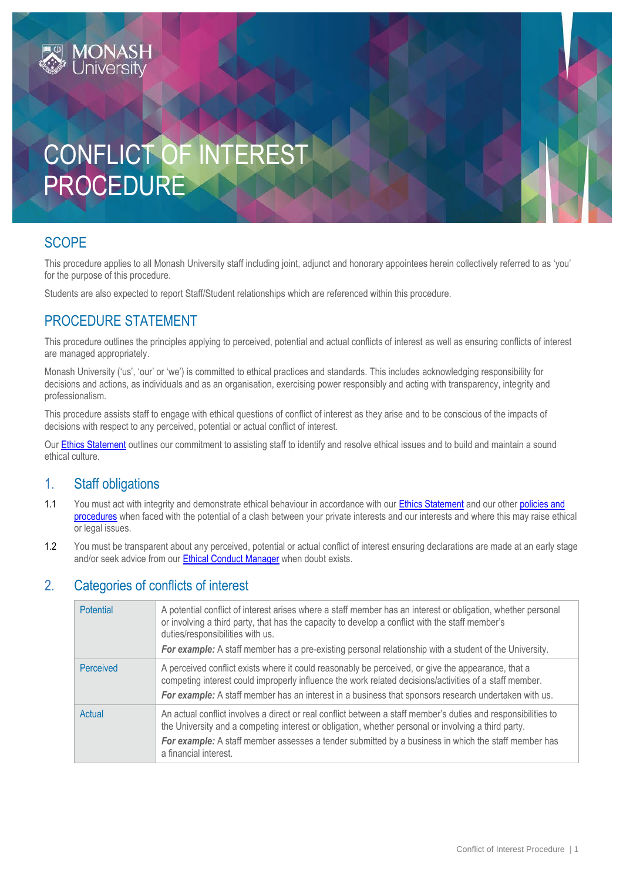# CONFLICT OF INTEREST PROCEDURE

## SCOPE

This procedure applies to all Monash University staff including joint, adjunct and honorary appointees herein collectively referred to as 'you' for the purpose of this procedure.

Students are also expected to report Staff/Student relationships which are referenced within this procedure.

## PROCEDURE STATEMENT

This procedure outlines the principles applying to perceived, potential and actual conflicts of interest as well as ensuring conflicts of interest are managed appropriately.

Monash University ('us', 'our' or 'we') is committed to ethical practices and standards. This includes acknowledging responsibility for decisions and actions, as individuals and as an organisation, exercising power responsibly and acting with transparency, integrity and professionalism.

This procedure assists staff to engage with ethical questions of conflict of interest as they arise and to be conscious of the impacts of decisions with respect to any perceived, potential or actual conflict of interest.

Our Ethics Statement outlines our commitment to assisting staff to identify and resolve ethical issues and to build and maintain a sound ethical culture.

## 1. Staff obligations

1.1 You must act with integrity and demonstrate ethical behaviour in accordance with our Ethics Statement and our other policies and procedures when faced with the potential of a clash between your private interests and our interests and where this may raise ethical or legal issues.

1.2 You must be transparent about any perceived, potential or actual conflict of interest ensuring declarations are made at an early stage and/or seek advice from our Ethical Conduct Manager when doubt exists.

## 2. Categories of conflicts of interest

| | |
|---|---|
| Potential | A potential conflict of interest arises where a staff member has an interest or obligation, whether personal or involving a third party, that has the capacity to develop a conflict with the staff member's duties/responsibilities with us.<br>***For example:*** A staff member has a pre-existing personal relationship with a student of the University. |
| Perceived | A perceived conflict exists where it could reasonably be perceived, or give the appearance, that a competing interest could improperly influence the work related decisions/activities of a staff member.<br>***For example:*** A staff member has an interest in a business that sponsors research undertaken with us. |
| Actual | An actual conflict involves a direct or real conflict between a staff member's duties and responsibilities to the University and a competing interest or obligation, whether personal or involving a third party.<br>***For example:*** A staff member assesses a tender submitted by a business in which the staff member has a financial interest. |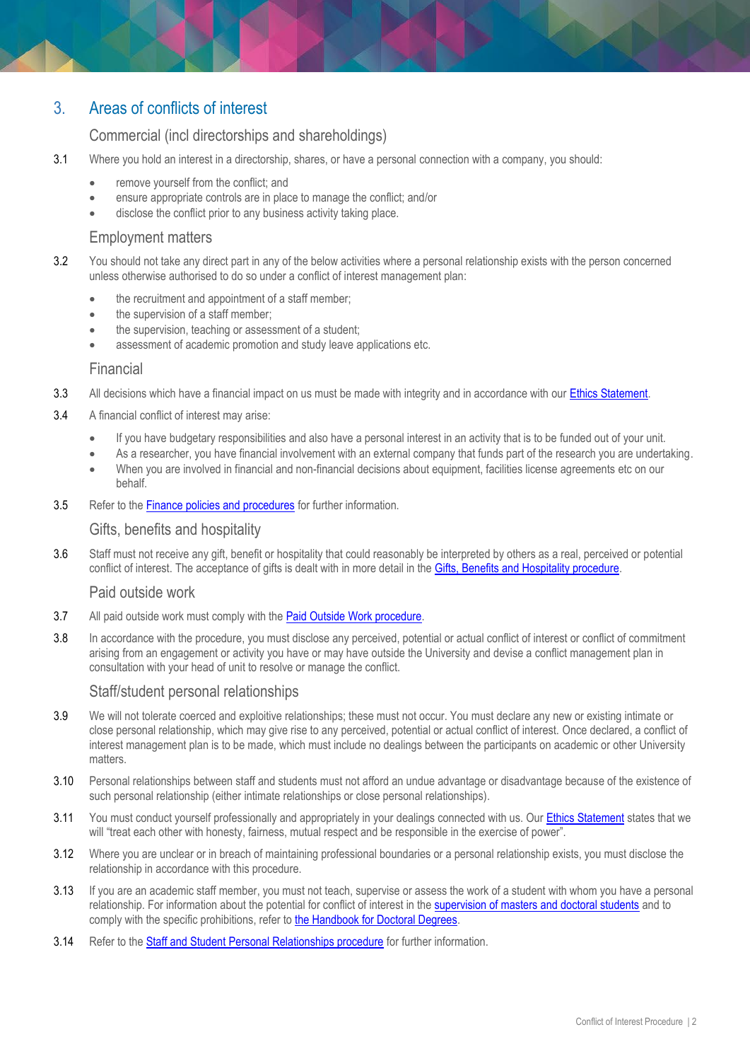## 3. Areas of conflicts of interest

### Commercial (incl directorships and shareholdings)

3.1 Where you hold an interest in a directorship, shares, or have a personal connection with a company, you should:

- remove yourself from the conflict; and
- ensure appropriate controls are in place to manage the conflict; and/or
- disclose the conflict prior to any business activity taking place.

### Employment matters

3.2 You should not take any direct part in any of the below activities where a personal relationship exists with the person concerned unless otherwise authorised to do so under a conflict of interest management plan:

- the recruitment and appointment of a staff member;
- the supervision of a staff member;
- the supervision, teaching or assessment of a student;
- assessment of academic promotion and study leave applications etc.

### Financial

3.3 All decisions which have a financial impact on us must be made with integrity and in accordance with our Ethics Statement.

3.4 A financial conflict of interest may arise:

- If you have budgetary responsibilities and also have a personal interest in an activity that is to be funded out of your unit.
- As a researcher, you have financial involvement with an external company that funds part of the research you are undertaking.
- When you are involved in financial and non-financial decisions about equipment, facilities license agreements etc on our behalf.

3.5 Refer to the Finance policies and procedures for further information.

### Gifts, benefits and hospitality

3.6 Staff must not receive any gift, benefit or hospitality that could reasonably be interpreted by others as a real, perceived or potential conflict of interest. The acceptance of gifts is dealt with in more detail in the Gifts, Benefits and Hospitality procedure.

### Paid outside work

3.7 All paid outside work must comply with the Paid Outside Work procedure.

3.8 In accordance with the procedure, you must disclose any perceived, potential or actual conflict of interest or conflict of commitment arising from an engagement or activity you have or may have outside the University and devise a conflict management plan in consultation with your head of unit to resolve or manage the conflict.

### Staff/student personal relationships

3.9 We will not tolerate coerced and exploitive relationships; these must not occur. You must declare any new or existing intimate or close personal relationship, which may give rise to any perceived, potential or actual conflict of interest. Once declared, a conflict of interest management plan is to be made, which must include no dealings between the participants on academic or other University matters.

3.10 Personal relationships between staff and students must not afford an undue advantage or disadvantage because of the existence of such personal relationship (either intimate relationships or close personal relationships).

3.11 You must conduct yourself professionally and appropriately in your dealings connected with us. Our Ethics Statement states that we will "treat each other with honesty, fairness, mutual respect and be responsible in the exercise of power".

3.12 Where you are unclear or in breach of maintaining professional boundaries or a personal relationship exists, you must disclose the relationship in accordance with this procedure.

3.13 If you are an academic staff member, you must not teach, supervise or assess the work of a student with whom you have a personal relationship. For information about the potential for conflict of interest in the supervision of masters and doctoral students and to comply with the specific prohibitions, refer to the Handbook for Doctoral Degrees.

3.14 Refer to the Staff and Student Personal Relationships procedure for further information.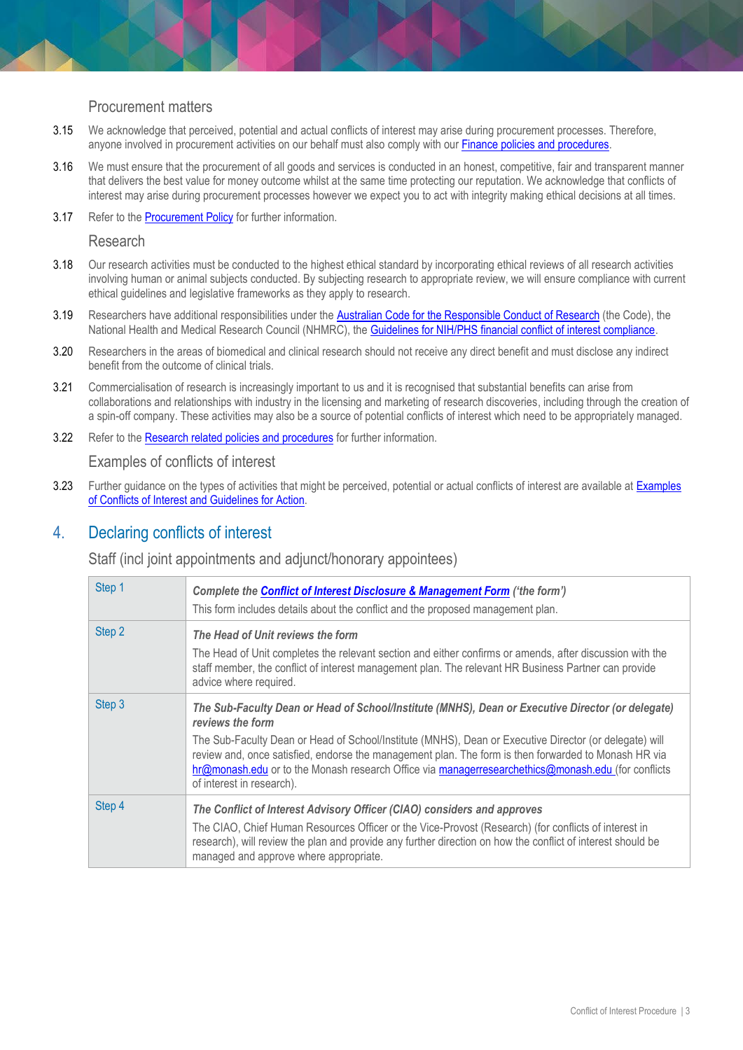### Procurement matters

3.15 We acknowledge that perceived, potential and actual conflicts of interest may arise during procurement processes. Therefore, anyone involved in procurement activities on our behalf must also comply with our Finance policies and procedures.

3.16 We must ensure that the procurement of all goods and services is conducted in an honest, competitive, fair and transparent manner that delivers the best value for money outcome whilst at the same time protecting our reputation. We acknowledge that conflicts of interest may arise during procurement processes however we expect you to act with integrity making ethical decisions at all times.

3.17 Refer to the Procurement Policy for further information.

### Research

3.18 Our research activities must be conducted to the highest ethical standard by incorporating ethical reviews of all research activities involving human or animal subjects conducted. By subjecting research to appropriate review, we will ensure compliance with current ethical guidelines and legislative frameworks as they apply to research.

3.19 Researchers have additional responsibilities under the Australian Code for the Responsible Conduct of Research (the Code), the National Health and Medical Research Council (NHMRC), the Guidelines for NIH/PHS financial conflict of interest compliance.

3.20 Researchers in the areas of biomedical and clinical research should not receive any direct benefit and must disclose any indirect benefit from the outcome of clinical trials.

3.21 Commercialisation of research is increasingly important to us and it is recognised that substantial benefits can arise from collaborations and relationships with industry in the licensing and marketing of research discoveries, including through the creation of a spin-off company. These activities may also be a source of potential conflicts of interest which need to be appropriately managed.

3.22 Refer to the Research related policies and procedures for further information.

### Examples of conflicts of interest

3.23 Further guidance on the types of activities that might be perceived, potential or actual conflicts of interest are available at Examples of Conflicts of Interest and Guidelines for Action.

## 4. Declaring conflicts of interest

### Staff (incl joint appointments and adjunct/honorary appointees)

| | |
|---|---|
| Step 1 | ***Complete the Conflict of Interest Disclosure & Management Form ('the form')***<br>This form includes details about the conflict and the proposed management plan. |
| Step 2 | ***The Head of Unit reviews the form***<br>The Head of Unit completes the relevant section and either confirms or amends, after discussion with the staff member, the conflict of interest management plan. The relevant HR Business Partner can provide advice where required. |
| Step 3 | ***The Sub-Faculty Dean or Head of School/Institute (MNHS), Dean or Executive Director (or delegate) reviews the form***<br>The Sub-Faculty Dean or Head of School/Institute (MNHS), Dean or Executive Director (or delegate) will review and, once satisfied, endorse the management plan. The form is then forwarded to Monash HR via hr@monash.edu or to the Monash research Office via managerresearchethics@monash.edu (for conflicts of interest in research). |
| Step 4 | ***The Conflict of Interest Advisory Officer (CIAO) considers and approves***<br>The CIAO, Chief Human Resources Officer or the Vice-Provost (Research) (for conflicts of interest in research), will review the plan and provide any further direction on how the conflict of interest should be managed and approve where appropriate. |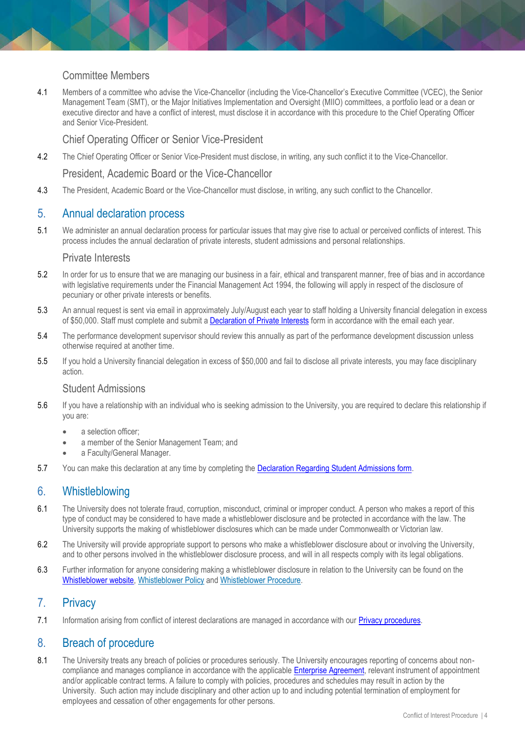### Committee Members

4.1 Members of a committee who advise the Vice-Chancellor (including the Vice-Chancellor's Executive Committee (VCEC), the Senior Management Team (SMT), or the Major Initiatives Implementation and Oversight (MIIO) committees, a portfolio lead or a dean or executive director and have a conflict of interest, must disclose it in accordance with this procedure to the Chief Operating Officer and Senior Vice-President.

### Chief Operating Officer or Senior Vice-President

4.2 The Chief Operating Officer or Senior Vice-President must disclose, in writing, any such conflict it to the Vice-Chancellor.

### President, Academic Board or the Vice-Chancellor

4.3 The President, Academic Board or the Vice-Chancellor must disclose, in writing, any such conflict to the Chancellor.

## 5. Annual declaration process

5.1 We administer an annual declaration process for particular issues that may give rise to actual or perceived conflicts of interest. This process includes the annual declaration of private interests, student admissions and personal relationships.

### Private Interests

5.2 In order for us to ensure that we are managing our business in a fair, ethical and transparent manner, free of bias and in accordance with legislative requirements under the Financial Management Act 1994, the following will apply in respect of the disclosure of pecuniary or other private interests or benefits.

5.3 An annual request is sent via email in approximately July/August each year to staff holding a University financial delegation in excess of $50,000. Staff must complete and submit a Declaration of Private Interests form in accordance with the email each year.

5.4 The performance development supervisor should review this annually as part of the performance development discussion unless otherwise required at another time.

5.5 If you hold a University financial delegation in excess of $50,000 and fail to disclose all private interests, you may face disciplinary action.

### Student Admissions

5.6 If you have a relationship with an individual who is seeking admission to the University, you are required to declare this relationship if you are:

- a selection officer;
- a member of the Senior Management Team; and
- a Faculty/General Manager.

5.7 You can make this declaration at any time by completing the Declaration Regarding Student Admissions form.

## 6. Whistleblowing

6.1 The University does not tolerate fraud, corruption, misconduct, criminal or improper conduct. A person who makes a report of this type of conduct may be considered to have made a whistleblower disclosure and be protected in accordance with the law. The University supports the making of whistleblower disclosures which can be made under Commonwealth or Victorian law.

6.2 The University will provide appropriate support to persons who make a whistleblower disclosure about or involving the University, and to other persons involved in the whistleblower disclosure process, and will in all respects comply with its legal obligations.

6.3 Further information for anyone considering making a whistleblower disclosure in relation to the University can be found on the Whistleblower website, Whistleblower Policy and Whistleblower Procedure.

## 7. Privacy

7.1 Information arising from conflict of interest declarations are managed in accordance with our Privacy procedures.

## 8. Breach of procedure

8.1 The University treats any breach of policies or procedures seriously. The University encourages reporting of concerns about non-compliance and manages compliance in accordance with the applicable Enterprise Agreement, relevant instrument of appointment and/or applicable contract terms. A failure to comply with policies, procedures and schedules may result in action by the University. Such action may include disciplinary and other action up to and including potential termination of employment for employees and cessation of other engagements for other persons.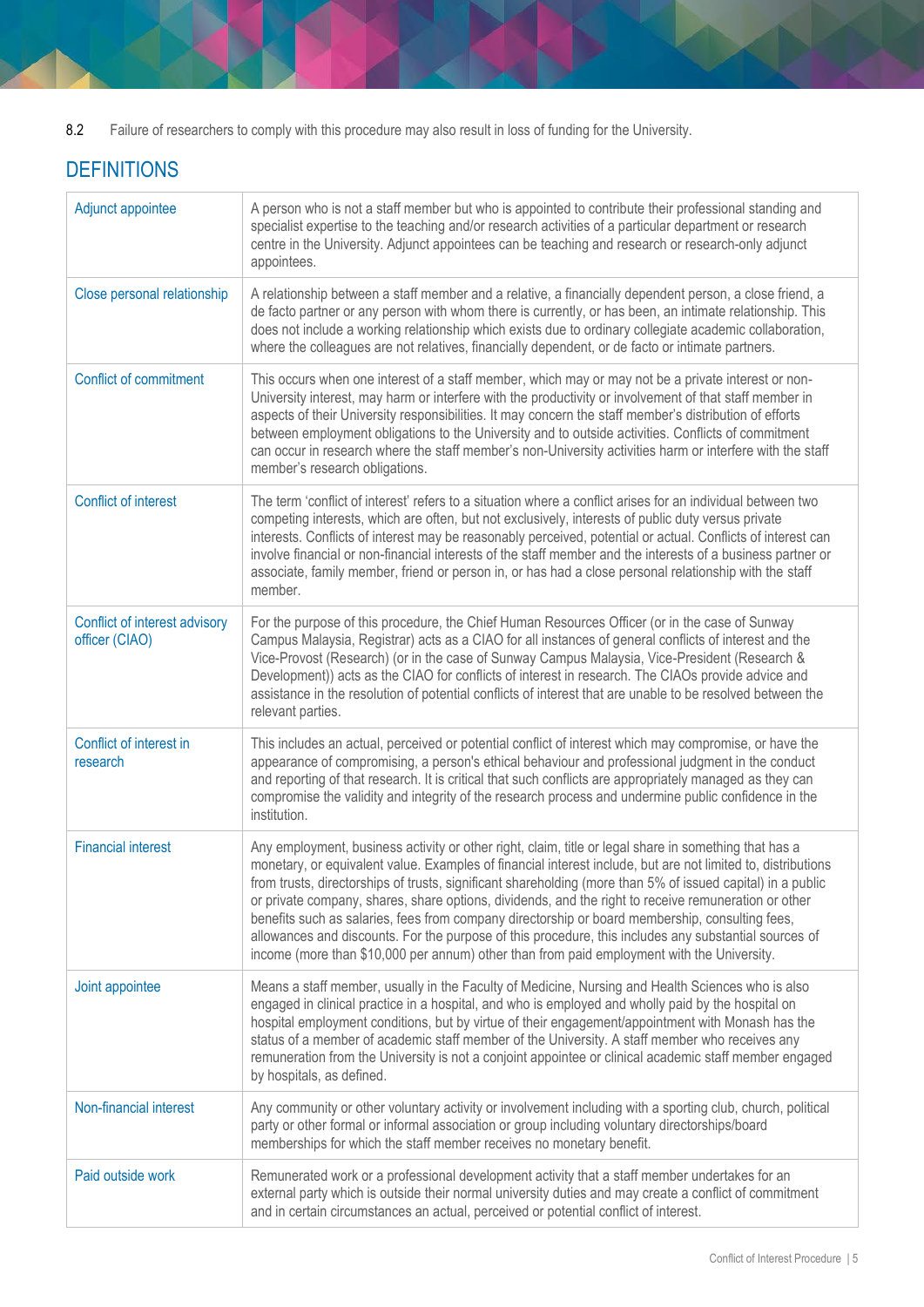8.2 Failure of researchers to comply with this procedure may also result in loss of funding for the University.

## DEFINITIONS

| | |
|---|---|
| Adjunct appointee | A person who is not a staff member but who is appointed to contribute their professional standing and specialist expertise to the teaching and/or research activities of a particular department or research centre in the University. Adjunct appointees can be teaching and research or research-only adjunct appointees. |
| Close personal relationship | A relationship between a staff member and a relative, a financially dependent person, a close friend, a de facto partner or any person with whom there is currently, or has been, an intimate relationship. This does not include a working relationship which exists due to ordinary collegiate academic collaboration, where the colleagues are not relatives, financially dependent, or de facto or intimate partners. |
| Conflict of commitment | This occurs when one interest of a staff member, which may or may not be a private interest or non-University interest, may harm or interfere with the productivity or involvement of that staff member in aspects of their University responsibilities. It may concern the staff member's distribution of efforts between employment obligations to the University and to outside activities. Conflicts of commitment can occur in research where the staff member's non-University activities harm or interfere with the staff member's research obligations. |
| Conflict of interest | The term 'conflict of interest' refers to a situation where a conflict arises for an individual between two competing interests, which are often, but not exclusively, interests of public duty versus private interests. Conflicts of interest may be reasonably perceived, potential or actual. Conflicts of interest can involve financial or non-financial interests of the staff member and the interests of a business partner or associate, family member, friend or person in, or has had a close personal relationship with the staff member. |
| Conflict of interest advisory officer (CIAO) | For the purpose of this procedure, the Chief Human Resources Officer (or in the case of Sunway Campus Malaysia, Registrar) acts as a CIAO for all instances of general conflicts of interest and the Vice-Provost (Research) (or in the case of Sunway Campus Malaysia, Vice-President (Research & Development)) acts as the CIAO for conflicts of interest in research. The CIAOs provide advice and assistance in the resolution of potential conflicts of interest that are unable to be resolved between the relevant parties. |
| Conflict of interest in research | This includes an actual, perceived or potential conflict of interest which may compromise, or have the appearance of compromising, a person's ethical behaviour and professional judgment in the conduct and reporting of that research. It is critical that such conflicts are appropriately managed as they can compromise the validity and integrity of the research process and undermine public confidence in the institution. |
| Financial interest | Any employment, business activity or other right, claim, title or legal share in something that has a monetary, or equivalent value. Examples of financial interest include, but are not limited to, distributions from trusts, directorships of trusts, significant shareholding (more than 5% of issued capital) in a public or private company, shares, share options, dividends, and the right to receive remuneration or other benefits such as salaries, fees from company directorship or board membership, consulting fees, allowances and discounts. For the purpose of this procedure, this includes any substantial sources of income (more than $10,000 per annum) other than from paid employment with the University. |
| Joint appointee | Means a staff member, usually in the Faculty of Medicine, Nursing and Health Sciences who is also engaged in clinical practice in a hospital, and who is employed and wholly paid by the hospital on hospital employment conditions, but by virtue of their engagement/appointment with Monash has the status of a member of academic staff member of the University. A staff member who receives any remuneration from the University is not a conjoint appointee or clinical academic staff member engaged by hospitals, as defined. |
| Non-financial interest | Any community or other voluntary activity or involvement including with a sporting club, church, political party or other formal or informal association or group including voluntary directorships/board memberships for which the staff member receives no monetary benefit. |
| Paid outside work | Remunerated work or a professional development activity that a staff member undertakes for an external party which is outside their normal university duties and may create a conflict of commitment and in certain circumstances an actual, perceived or potential conflict of interest. |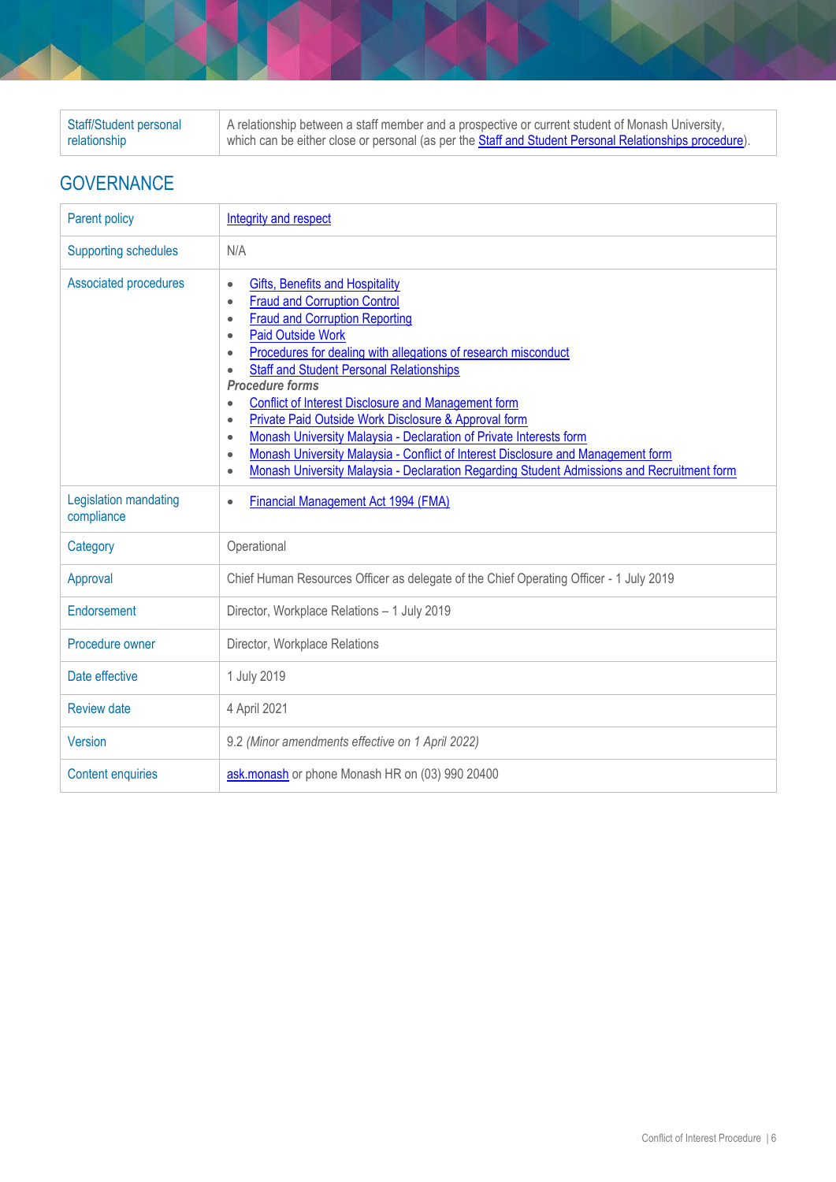| | |
|---|---|
| Staff/Student personal relationship | A relationship between a staff member and a prospective or current student of Monash University, which can be either close or personal (as per the Staff and Student Personal Relationships procedure). |

## GOVERNANCE

| | |
|---|---|
| Parent policy | Integrity and respect |
| Supporting schedules | N/A |
| Associated procedures | • Gifts, Benefits and Hospitality<br>• Fraud and Corruption Control<br>• Fraud and Corruption Reporting<br>• Paid Outside Work<br>• Procedures for dealing with allegations of research misconduct<br>• Staff and Student Personal Relationships<br>***Procedure forms***<br>• Conflict of Interest Disclosure and Management form<br>• Private Paid Outside Work Disclosure & Approval form<br>• Monash University Malaysia - Declaration of Private Interests form<br>• Monash University Malaysia - Conflict of Interest Disclosure and Management form<br>• Monash University Malaysia - Declaration Regarding Student Admissions and Recruitment form |
| Legislation mandating compliance | • Financial Management Act 1994 (FMA) |
| Category | Operational |
| Approval | Chief Human Resources Officer as delegate of the Chief Operating Officer - 1 July 2019 |
| Endorsement | Director, Workplace Relations – 1 July 2019 |
| Procedure owner | Director, Workplace Relations |
| Date effective | 1 July 2019 |
| Review date | 4 April 2021 |
| Version | 9.2 *(Minor amendments effective on 1 April 2022)* |
| Content enquiries | ask.monash or phone Monash HR on (03) 990 20400 |